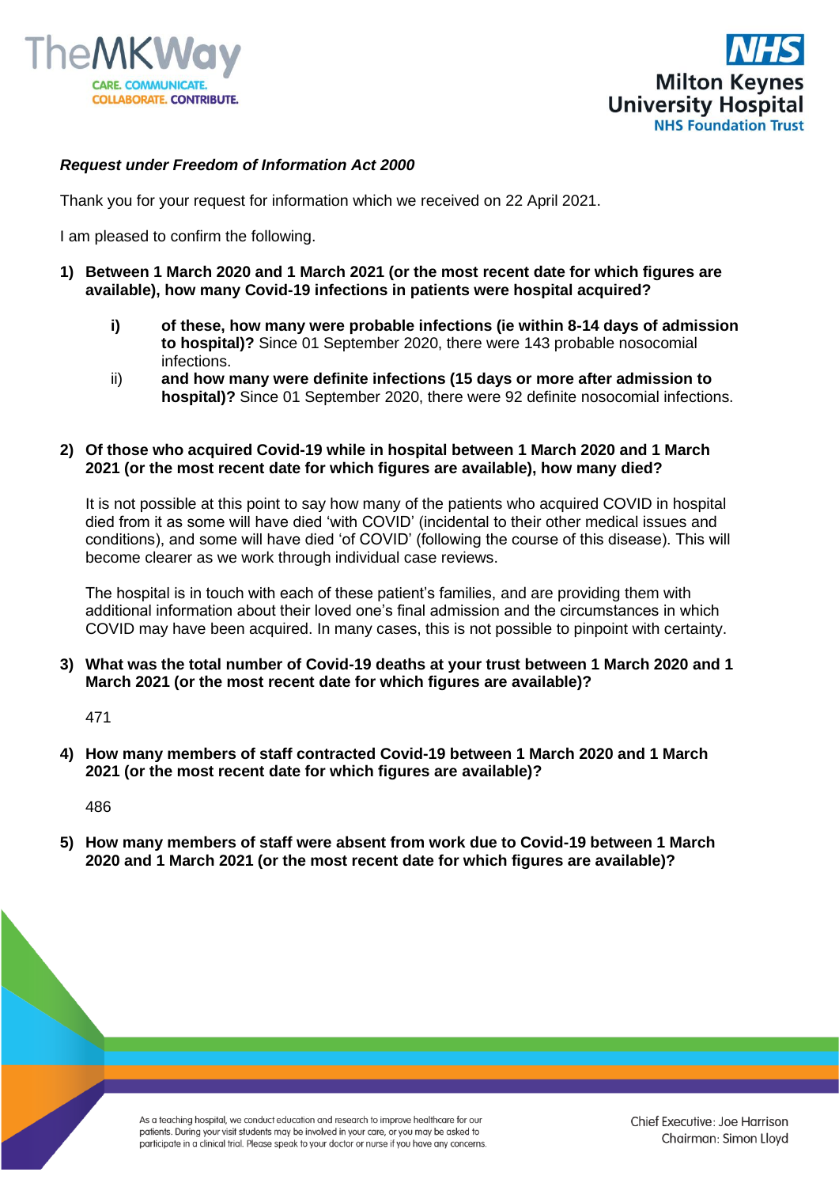***Request under Freedom of Information Act 2000***

Thank you for your request for information which we received on 22 April 2021.

I am pleased to confirm the following.

1) **Between 1 March 2020 and 1 March 2021 (or the most recent date for which figures are available), how many Covid-19 infections in patients were hospital acquired?**

   i) **of these, how many were probable infections (ie within 8-14 days of admission to hospital)?** Since 01 September 2020, there were 143 probable nosocomial infections.

   ii) **and how many were definite infections (15 days or more after admission to hospital)?** Since 01 September 2020, there were 92 definite nosocomial infections.

2) **Of those who acquired Covid-19 while in hospital between 1 March 2020 and 1 March 2021 (or the most recent date for which figures are available), how many died?**

   It is not possible at this point to say how many of the patients who acquired COVID in hospital died from it as some will have died 'with COVID' (incidental to their other medical issues and conditions), and some will have died 'of COVID' (following the course of this disease). This will become clearer as we work through individual case reviews.

   The hospital is in touch with each of these patient's families, and are providing them with additional information about their loved one's final admission and the circumstances in which COVID may have been acquired. In many cases, this is not possible to pinpoint with certainty.

3) **What was the total number of Covid-19 deaths at your trust between 1 March 2020 and 1 March 2021 (or the most recent date for which figures are available)?**

   471

4) **How many members of staff contracted Covid-19 between 1 March 2020 and 1 March 2021 (or the most recent date for which figures are available)?**

   486

5) **How many members of staff were absent from work due to Covid-19 between 1 March 2020 and 1 March 2021 (or the most recent date for which figures are available)?**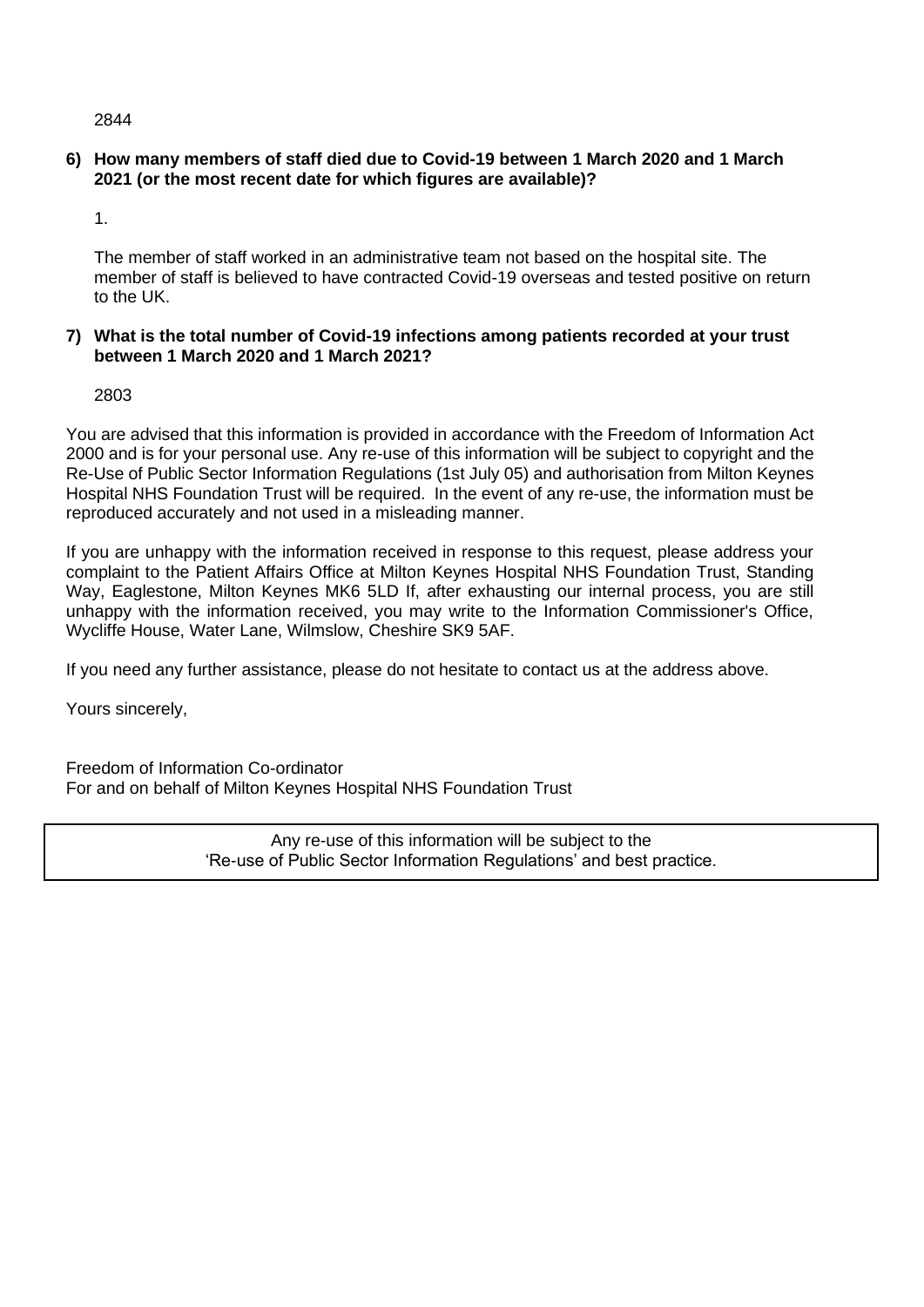2844

**6) How many members of staff died due to Covid-19 between 1 March 2020 and 1 March 2021 (or the most recent date for which figures are available)?**

1.

The member of staff worked in an administrative team not based on the hospital site. The member of staff is believed to have contracted Covid-19 overseas and tested positive on return to the UK.

**7) What is the total number of Covid-19 infections among patients recorded at your trust between 1 March 2020 and 1 March 2021?**

2803

You are advised that this information is provided in accordance with the Freedom of Information Act 2000 and is for your personal use. Any re-use of this information will be subject to copyright and the Re-Use of Public Sector Information Regulations (1st July 05) and authorisation from Milton Keynes Hospital NHS Foundation Trust will be required. In the event of any re-use, the information must be reproduced accurately and not used in a misleading manner.

If you are unhappy with the information received in response to this request, please address your complaint to the Patient Affairs Office at Milton Keynes Hospital NHS Foundation Trust, Standing Way, Eaglestone, Milton Keynes MK6 5LD If, after exhausting our internal process, you are still unhappy with the information received, you may write to the Information Commissioner's Office, Wycliffe House, Water Lane, Wilmslow, Cheshire SK9 5AF.

If you need any further assistance, please do not hesitate to contact us at the address above.

Yours sincerely,

Freedom of Information Co-ordinator
For and on behalf of Milton Keynes Hospital NHS Foundation Trust

Any re-use of this information will be subject to the
'Re-use of Public Sector Information Regulations' and best practice.